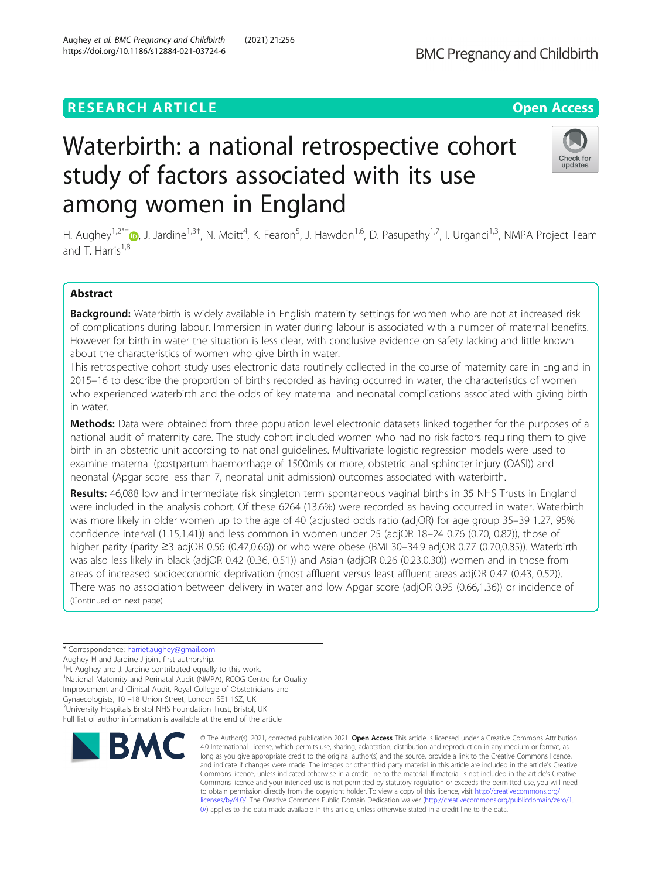RESEARCH ARTICLE

Open Access

# Waterbirth: a national retrospective cohort study of factors associated with its use among women in England

H. Aughey[1,2*†], J. Jardine[1,3†], N. Moitt[4], K. Fearon[5], J. Hawdon[1,6], D. Pasupathy[1,7], I. Urganci[1,3], NMPA Project Team and T. Harris[1,8]

## Abstract

**Background:** Waterbirth is widely available in English maternity settings for women who are not at increased risk of complications during labour. Immersion in water during labour is associated with a number of maternal benefits. However for birth in water the situation is less clear, with conclusive evidence on safety lacking and little known about the characteristics of women who give birth in water.

This retrospective cohort study uses electronic data routinely collected in the course of maternity care in England in 2015–16 to describe the proportion of births recorded as having occurred in water, the characteristics of women who experienced waterbirth and the odds of key maternal and neonatal complications associated with giving birth in water.

**Methods:** Data were obtained from three population level electronic datasets linked together for the purposes of a national audit of maternity care. The study cohort included women who had no risk factors requiring them to give birth in an obstetric unit according to national guidelines. Multivariate logistic regression models were used to examine maternal (postpartum haemorrhage of 1500mls or more, obstetric anal sphincter injury (OASI)) and neonatal (Apgar score less than 7, neonatal unit admission) outcomes associated with waterbirth.

**Results:** 46,088 low and intermediate risk singleton term spontaneous vaginal births in 35 NHS Trusts in England were included in the analysis cohort. Of these 6264 (13.6%) were recorded as having occurred in water. Waterbirth was more likely in older women up to the age of 40 (adjusted odds ratio (adjOR) for age group 35–39 1.27, 95% confidence interval (1.15,1.41)) and less common in women under 25 (adjOR 18–24 0.76 (0.70, 0.82)), those of higher parity (parity ≥3 adjOR 0.56 (0.47,0.66)) or who were obese (BMI 30–34.9 adjOR 0.77 (0.70,0.85)). Waterbirth was also less likely in black (adjOR 0.42 (0.36, 0.51)) and Asian (adjOR 0.26 (0.23,0.30)) women and in those from areas of increased socioeconomic deprivation (most affluent versus least affluent areas adjOR 0.47 (0.43, 0.52)). There was no association between delivery in water and low Apgar score (adjOR 0.95 (0.66,1.36)) or incidence of

(Continued on next page)

---

\* Correspondence: harriet.aughey@gmail.com

Aughey H and Jardine J joint first authorship.

†H. Aughey and J. Jardine contributed equally to this work.

[1]National Maternity and Perinatal Audit (NMPA), RCOG Centre for Quality Improvement and Clinical Audit, Royal College of Obstetricians and Gynaecologists, 10 –18 Union Street, London SE1 1SZ, UK

[2]University Hospitals Bristol NHS Foundation Trust, Bristol, UK

Full list of author information is available at the end of the article

© The Author(s). 2021, corrected publication 2021. **Open Access** This article is licensed under a Creative Commons Attribution 4.0 International License, which permits use, sharing, adaptation, distribution and reproduction in any medium or format, as long as you give appropriate credit to the original author(s) and the source, provide a link to the Creative Commons licence, and indicate if changes were made. The images or other third party material in this article are included in the article's Creative Commons licence, unless indicated otherwise in a credit line to the material. If material is not included in the article's Creative Commons licence and your intended use is not permitted by statutory regulation or exceeds the permitted use, you will need to obtain permission directly from the copyright holder. To view a copy of this licence, visit http://creativecommons.org/licenses/by/4.0/. The Creative Commons Public Domain Dedication waiver (http://creativecommons.org/publicdomain/zero/1.0/) applies to the data made available in this article, unless otherwise stated in a credit line to the data.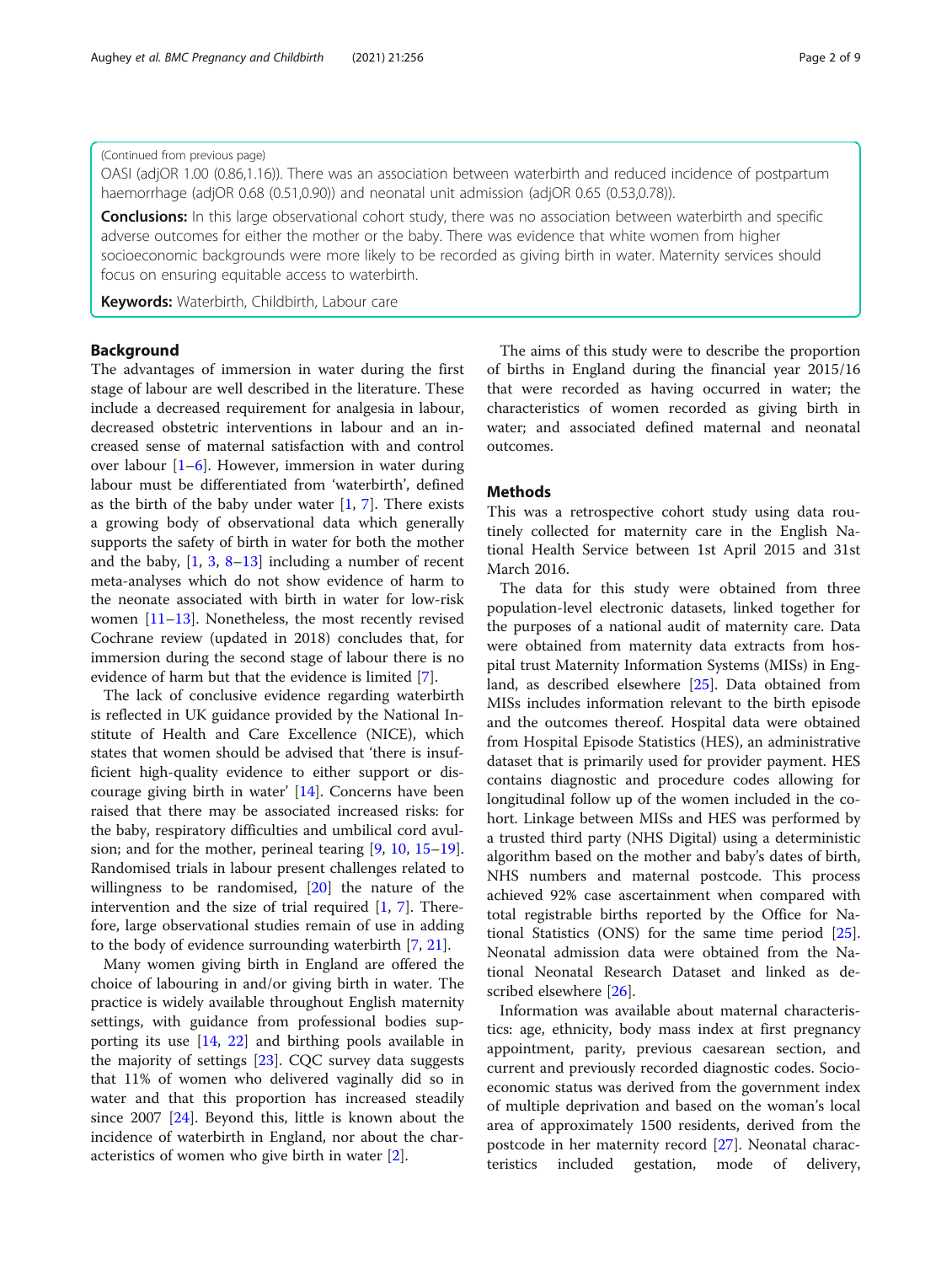(Continued from previous page)

OASI (adjOR 1.00 (0.86,1.16)). There was an association between waterbirth and reduced incidence of postpartum haemorrhage (adjOR 0.68 (0.51,0.90)) and neonatal unit admission (adjOR 0.65 (0.53,0.78)).

**Conclusions:** In this large observational cohort study, there was no association between waterbirth and specific adverse outcomes for either the mother or the baby. There was evidence that white women from higher socioeconomic backgrounds were more likely to be recorded as giving birth in water. Maternity services should focus on ensuring equitable access to waterbirth.

**Keywords:** Waterbirth, Childbirth, Labour care

## Background

The advantages of immersion in water during the first stage of labour are well described in the literature. These include a decreased requirement for analgesia in labour, decreased obstetric interventions in labour and an increased sense of maternal satisfaction with and control over labour [1–6]. However, immersion in water during labour must be differentiated from 'waterbirth', defined as the birth of the baby under water [1, 7]. There exists a growing body of observational data which generally supports the safety of birth in water for both the mother and the baby, [1, 3, 8–13] including a number of recent meta-analyses which do not show evidence of harm to the neonate associated with birth in water for low-risk women [11–13]. Nonetheless, the most recently revised Cochrane review (updated in 2018) concludes that, for immersion during the second stage of labour there is no evidence of harm but that the evidence is limited [7].

The lack of conclusive evidence regarding waterbirth is reflected in UK guidance provided by the National Institute of Health and Care Excellence (NICE), which states that women should be advised that 'there is insufficient high-quality evidence to either support or discourage giving birth in water' [14]. Concerns have been raised that there may be associated increased risks: for the baby, respiratory difficulties and umbilical cord avulsion; and for the mother, perineal tearing [9, 10, 15–19]. Randomised trials in labour present challenges related to willingness to be randomised, [20] the nature of the intervention and the size of trial required [1, 7]. Therefore, large observational studies remain of use in adding to the body of evidence surrounding waterbirth [7, 21].

Many women giving birth in England are offered the choice of labouring in and/or giving birth in water. The practice is widely available throughout English maternity settings, with guidance from professional bodies supporting its use [14, 22] and birthing pools available in the majority of settings [23]. CQC survey data suggests that 11% of women who delivered vaginally did so in water and that this proportion has increased steadily since 2007 [24]. Beyond this, little is known about the incidence of waterbirth in England, nor about the characteristics of women who give birth in water [2].

The aims of this study were to describe the proportion of births in England during the financial year 2015/16 that were recorded as having occurred in water; the characteristics of women recorded as giving birth in water; and associated defined maternal and neonatal outcomes.

## Methods

This was a retrospective cohort study using data routinely collected for maternity care in the English National Health Service between 1st April 2015 and 31st March 2016.

The data for this study were obtained from three population-level electronic datasets, linked together for the purposes of a national audit of maternity care. Data were obtained from maternity data extracts from hospital trust Maternity Information Systems (MISs) in England, as described elsewhere [25]. Data obtained from MISs includes information relevant to the birth episode and the outcomes thereof. Hospital data were obtained from Hospital Episode Statistics (HES), an administrative dataset that is primarily used for provider payment. HES contains diagnostic and procedure codes allowing for longitudinal follow up of the women included in the cohort. Linkage between MISs and HES was performed by a trusted third party (NHS Digital) using a deterministic algorithm based on the mother and baby's dates of birth, NHS numbers and maternal postcode. This process achieved 92% case ascertainment when compared with total registrable births reported by the Office for National Statistics (ONS) for the same time period [25]. Neonatal admission data were obtained from the National Neonatal Research Dataset and linked as described elsewhere [26].

Information was available about maternal characteristics: age, ethnicity, body mass index at first pregnancy appointment, parity, previous caesarean section, and current and previously recorded diagnostic codes. Socioeconomic status was derived from the government index of multiple deprivation and based on the woman's local area of approximately 1500 residents, derived from the postcode in her maternity record [27]. Neonatal characteristics included gestation, mode of delivery,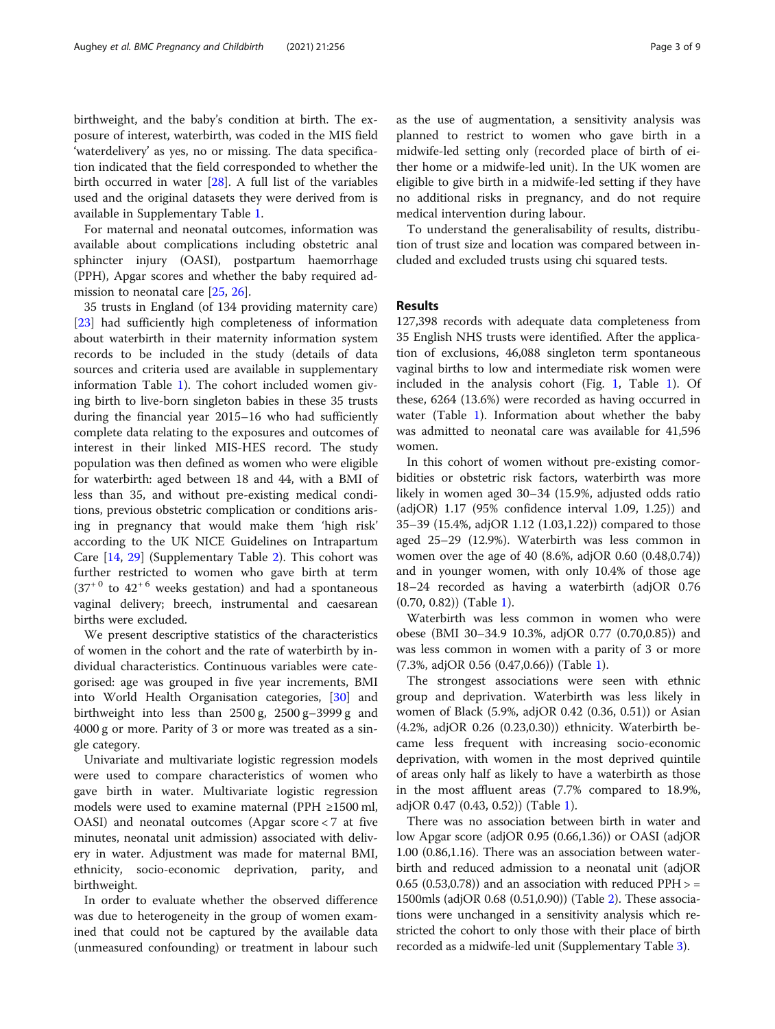birthweight, and the baby's condition at birth. The exposure of interest, waterbirth, was coded in the MIS field 'waterdelivery' as yes, no or missing. The data specification indicated that the field corresponded to whether the birth occurred in water [28]. A full list of the variables used and the original datasets they were derived from is available in Supplementary Table 1.

For maternal and neonatal outcomes, information was available about complications including obstetric anal sphincter injury (OASI), postpartum haemorrhage (PPH), Apgar scores and whether the baby required admission to neonatal care [25, 26].

35 trusts in England (of 134 providing maternity care) [23] had sufficiently high completeness of information about waterbirth in their maternity information system records to be included in the study (details of data sources and criteria used are available in supplementary information Table 1). The cohort included women giving birth to live-born singleton babies in these 35 trusts during the financial year 2015–16 who had sufficiently complete data relating to the exposures and outcomes of interest in their linked MIS-HES record. The study population was then defined as women who were eligible for waterbirth: aged between 18 and 44, with a BMI of less than 35, and without pre-existing medical conditions, previous obstetric complication or conditions arising in pregnancy that would make them 'high risk' according to the UK NICE Guidelines on Intrapartum Care [14, 29] (Supplementary Table 2). This cohort was further restricted to women who gave birth at term ($37^{+0}$ to $42^{+6}$ weeks gestation) and had a spontaneous vaginal delivery; breech, instrumental and caesarean births were excluded.

We present descriptive statistics of the characteristics of women in the cohort and the rate of waterbirth by individual characteristics. Continuous variables were categorised: age was grouped in five year increments, BMI into World Health Organisation categories, [30] and birthweight into less than 2500 g, 2500 g–3999 g and 4000 g or more. Parity of 3 or more was treated as a single category.

Univariate and multivariate logistic regression models were used to compare characteristics of women who gave birth in water. Multivariate logistic regression models were used to examine maternal (PPH ≥1500 ml, OASI) and neonatal outcomes (Apgar score < 7 at five minutes, neonatal unit admission) associated with delivery in water. Adjustment was made for maternal BMI, ethnicity, socio-economic deprivation, parity, and birthweight.

In order to evaluate whether the observed difference was due to heterogeneity in the group of women examined that could not be captured by the available data (unmeasured confounding) or treatment in labour such as the use of augmentation, a sensitivity analysis was planned to restrict to women who gave birth in a midwife-led setting only (recorded place of birth of either home or a midwife-led unit). In the UK women are eligible to give birth in a midwife-led setting if they have no additional risks in pregnancy, and do not require medical intervention during labour.

To understand the generalisability of results, distribution of trust size and location was compared between included and excluded trusts using chi squared tests.

## Results

127,398 records with adequate data completeness from 35 English NHS trusts were identified. After the application of exclusions, 46,088 singleton term spontaneous vaginal births to low and intermediate risk women were included in the analysis cohort (Fig. 1, Table 1). Of these, 6264 (13.6%) were recorded as having occurred in water (Table 1). Information about whether the baby was admitted to neonatal care was available for 41,596 women.

In this cohort of women without pre-existing comorbidities or obstetric risk factors, waterbirth was more likely in women aged 30–34 (15.9%, adjusted odds ratio (adjOR) 1.17 (95% confidence interval 1.09, 1.25)) and 35–39 (15.4%, adjOR 1.12 (1.03,1.22)) compared to those aged 25–29 (12.9%). Waterbirth was less common in women over the age of 40 (8.6%, adjOR 0.60 (0.48,0.74)) and in younger women, with only 10.4% of those age 18–24 recorded as having a waterbirth (adjOR 0.76 (0.70, 0.82)) (Table 1).

Waterbirth was less common in women who were obese (BMI 30–34.9 10.3%, adjOR 0.77 (0.70,0.85)) and was less common in women with a parity of 3 or more (7.3%, adjOR 0.56 (0.47,0.66)) (Table 1).

The strongest associations were seen with ethnic group and deprivation. Waterbirth was less likely in women of Black (5.9%, adjOR 0.42 (0.36, 0.51)) or Asian (4.2%, adjOR 0.26 (0.23,0.30)) ethnicity. Waterbirth became less frequent with increasing socio-economic deprivation, with women in the most deprived quintile of areas only half as likely to have a waterbirth as those in the most affluent areas (7.7% compared to 18.9%, adjOR 0.47 (0.43, 0.52)) (Table 1).

There was no association between birth in water and low Apgar score (adjOR 0.95 (0.66,1.36)) or OASI (adjOR 1.00 (0.86,1.16). There was an association between waterbirth and reduced admission to a neonatal unit (adjOR 0.65 (0.53,0.78)) and an association with reduced PPH > = 1500mls (adjOR 0.68 (0.51,0.90)) (Table 2). These associations were unchanged in a sensitivity analysis which restricted the cohort to only those with their place of birth recorded as a midwife-led unit (Supplementary Table 3).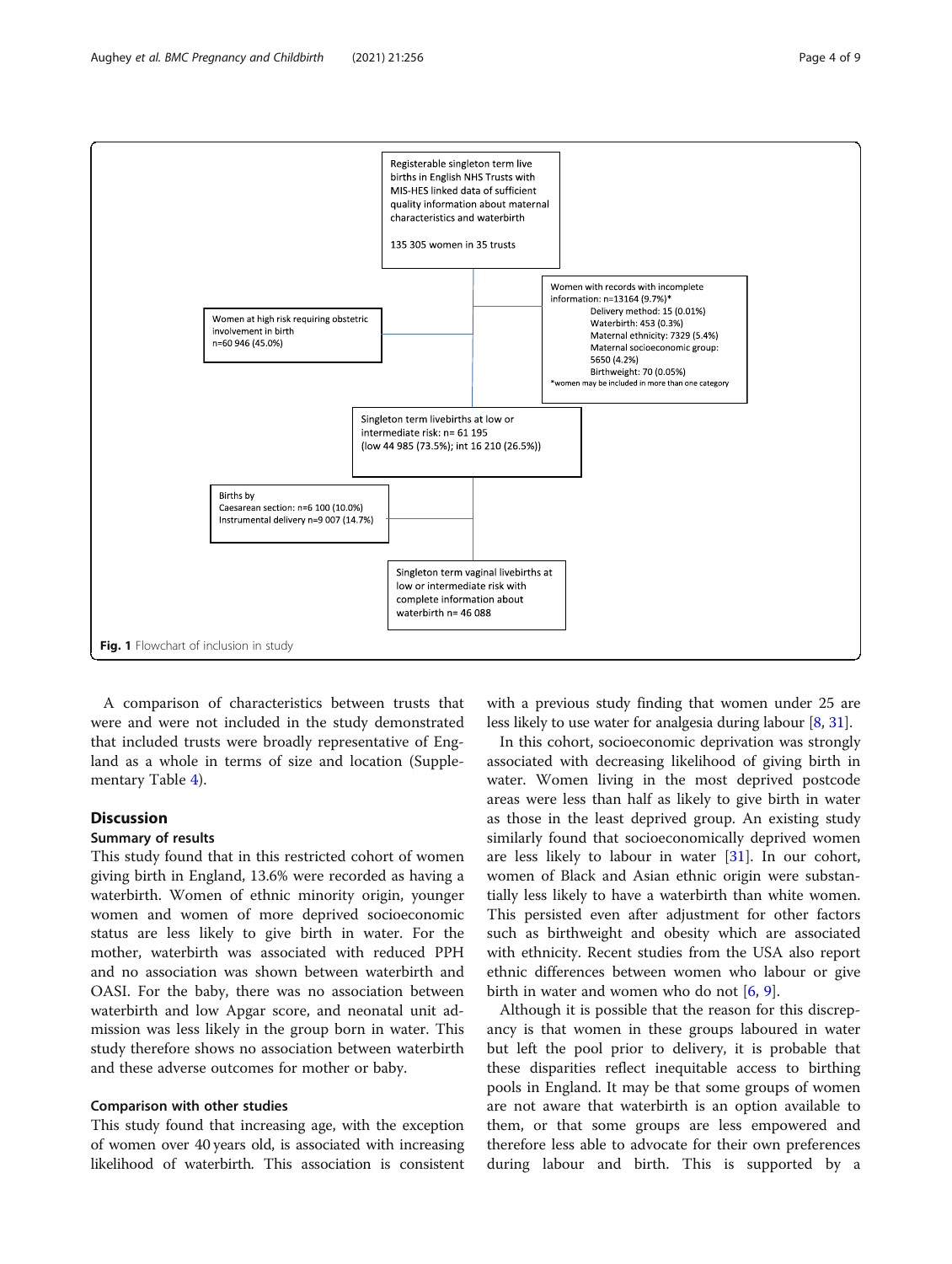Registerable singleton term live births in English NHS Trusts with MIS-HES linked data of sufficient quality information about maternal characteristics and waterbirth

135 305 women in 35 trusts

Women with records with incomplete information: n=13164 (9.7%)*
- Delivery method: 15 (0.01%)
- Waterbirth: 453 (0.3%)
- Maternal ethnicity: 7329 (5.4%)
- Maternal socioeconomic group: 5650 (4.2%)
- Birthweight: 70 (0.05%)

*women may be included in more than one category

Women at high risk requiring obstetric involvement in birth n=60 946 (45.0%)

Singleton term livebirths at low or intermediate risk: n= 61 195 (low 44 985 (73.5%); int 16 210 (26.5%))

Births by
Caesarean section: n=6 100 (10.0%)
Instrumental delivery n=9 007 (14.7%)

Singleton term vaginal livebirths at low or intermediate risk with complete information about waterbirth n= 46 088

**Fig. 1** Flowchart of inclusion in study

A comparison of characteristics between trusts that were and were not included in the study demonstrated that included trusts were broadly representative of England as a whole in terms of size and location (Supplementary Table 4).

## Discussion

### Summary of results

This study found that in this restricted cohort of women giving birth in England, 13.6% were recorded as having a waterbirth. Women of ethnic minority origin, younger women and women of more deprived socioeconomic status are less likely to give birth in water. For the mother, waterbirth was associated with reduced PPH and no association was shown between waterbirth and OASI. For the baby, there was no association between waterbirth and low Apgar score, and neonatal unit admission was less likely in the group born in water. This study therefore shows no association between waterbirth and these adverse outcomes for mother or baby.

### Comparison with other studies

This study found that increasing age, with the exception of women over 40 years old, is associated with increasing likelihood of waterbirth. This association is consistent with a previous study finding that women under 25 are less likely to use water for analgesia during labour [8, 31].

In this cohort, socioeconomic deprivation was strongly associated with decreasing likelihood of giving birth in water. Women living in the most deprived postcode areas were less than half as likely to give birth in water as those in the least deprived group. An existing study similarly found that socioeconomically deprived women are less likely to labour in water [31]. In our cohort, women of Black and Asian ethnic origin were substantially less likely to have a waterbirth than white women. This persisted even after adjustment for other factors such as birthweight and obesity which are associated with ethnicity. Recent studies from the USA also report ethnic differences between women who labour or give birth in water and women who do not [6, 9].

Although it is possible that the reason for this discrepancy is that women in these groups laboured in water but left the pool prior to delivery, it is probable that these disparities reflect inequitable access to birthing pools in England. It may be that some groups of women are not aware that waterbirth is an option available to them, or that some groups are less empowered and therefore less able to advocate for their own preferences during labour and birth. This is supported by a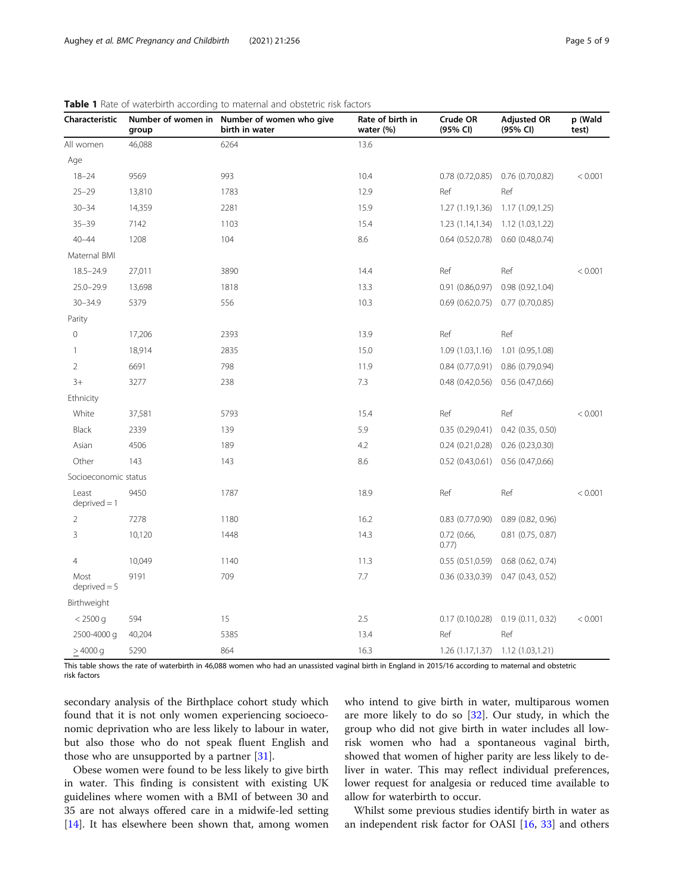**Table 1** Rate of waterbirth according to maternal and obstetric risk factors

| Characteristic | Number of women in group | Number of women who give birth in water | Rate of birth in water (%) | Crude OR (95% CI) | Adjusted OR (95% CI) | p (Wald test) |
|---|---|---|---|---|---|---|
| All women | 46,088 | 6264 | 13.6 | | | |
| Age | | | | | | |
| 18–24 | 9569 | 993 | 10.4 | 0.78 (0.72,0.85) | 0.76 (0.70,0.82) | < 0.001 |
| 25–29 | 13,810 | 1783 | 12.9 | Ref | Ref | |
| 30–34 | 14,359 | 2281 | 15.9 | 1.27 (1.19,1.36) | 1.17 (1.09,1.25) | |
| 35–39 | 7142 | 1103 | 15.4 | 1.23 (1.14,1.34) | 1.12 (1.03,1.22) | |
| 40–44 | 1208 | 104 | 8.6 | 0.64 (0.52,0.78) | 0.60 (0.48,0.74) | |
| Maternal BMI | | | | | | |
| 18.5–24.9 | 27,011 | 3890 | 14.4 | Ref | Ref | < 0.001 |
| 25.0–29.9 | 13,698 | 1818 | 13.3 | 0.91 (0.86,0.97) | 0.98 (0.92,1.04) | |
| 30–34.9 | 5379 | 556 | 10.3 | 0.69 (0.62,0.75) | 0.77 (0.70,0.85) | |
| Parity | | | | | | |
| 0 | 17,206 | 2393 | 13.9 | Ref | Ref | |
| 1 | 18,914 | 2835 | 15.0 | 1.09 (1.03,1.16) | 1.01 (0.95,1.08) | |
| 2 | 6691 | 798 | 11.9 | 0.84 (0.77,0.91) | 0.86 (0.79,0.94) | |
| 3+ | 3277 | 238 | 7.3 | 0.48 (0.42,0.56) | 0.56 (0.47,0.66) | |
| Ethnicity | | | | | | |
| White | 37,581 | 5793 | 15.4 | Ref | Ref | < 0.001 |
| Black | 2339 | 139 | 5.9 | 0.35 (0.29,0.41) | 0.42 (0.35, 0.50) | |
| Asian | 4506 | 189 | 4.2 | 0.24 (0.21,0.28) | 0.26 (0.23,0.30) | |
| Other | 143 | 143 | 8.6 | 0.52 (0.43,0.61) | 0.56 (0.47,0.66) | |
| Socioeconomic status | | | | | | |
| Least deprived = 1 | 9450 | 1787 | 18.9 | Ref | Ref | < 0.001 |
| 2 | 7278 | 1180 | 16.2 | 0.83 (0.77,0.90) | 0.89 (0.82, 0.96) | |
| 3 | 10,120 | 1448 | 14.3 | 0.72 (0.66, 0.77) | 0.81 (0.75, 0.87) | |
| 4 | 10,049 | 1140 | 11.3 | 0.55 (0.51,0.59) | 0.68 (0.62, 0.74) | |
| Most deprived = 5 | 9191 | 709 | 7.7 | 0.36 (0.33,0.39) | 0.47 (0.43, 0.52) | |
| Birthweight | | | | | | |
| < 2500 g | 594 | 15 | 2.5 | 0.17 (0.10,0.28) | 0.19 (0.11, 0.32) | < 0.001 |
| 2500-4000 g | 40,204 | 5385 | 13.4 | Ref | Ref | |
| > 4000 g | 5290 | 864 | 16.3 | 1.26 (1.17,1.37) | 1.12 (1.03,1.21) | |

This table shows the rate of waterbirth in 46,088 women who had an unassisted vaginal birth in England in 2015/16 according to maternal and obstetric risk factors

secondary analysis of the Birthplace cohort study which found that it is not only women experiencing socioeconomic deprivation who are less likely to labour in water, but also those who do not speak fluent English and those who are unsupported by a partner [31].

Obese women were found to be less likely to give birth in water. This finding is consistent with existing UK guidelines where women with a BMI of between 30 and 35 are not always offered care in a midwife-led setting [14]. It has elsewhere been shown that, among women who intend to give birth in water, multiparous women are more likely to do so [32]. Our study, in which the group who did not give birth in water includes all low-risk women who had a spontaneous vaginal birth, showed that women of higher parity are less likely to deliver in water. This may reflect individual preferences, lower request for analgesia or reduced time available to allow for waterbirth to occur.

Whilst some previous studies identify birth in water as an independent risk factor for OASI [16, 33] and others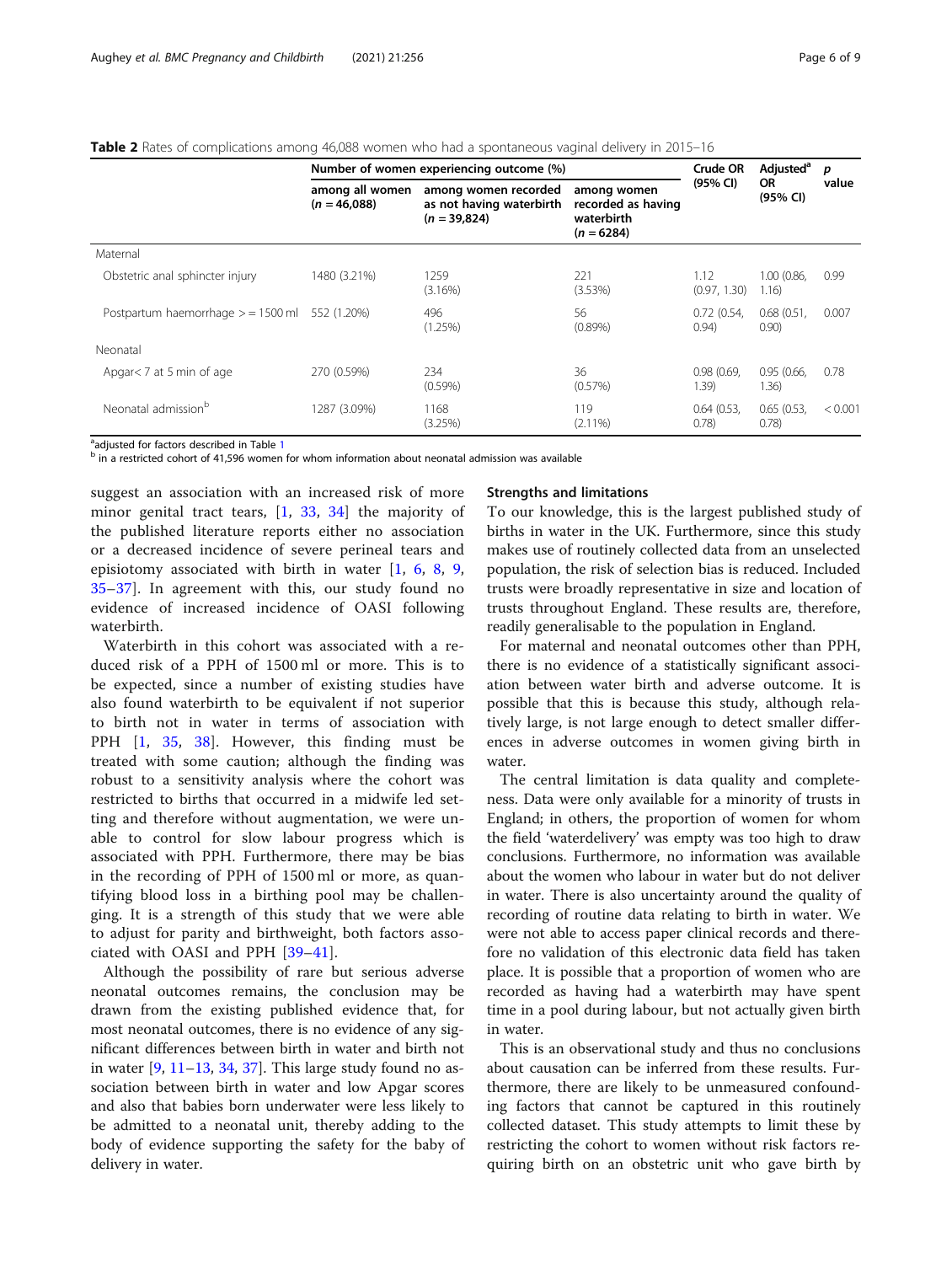**Table 2** Rates of complications among 46,088 women who had a spontaneous vaginal delivery in 2015–16

| | Number of women experiencing outcome (%) | | | Crude OR (95% CI) | Adjusted[a] OR (95% CI) | p value |
|---|---|---|---|---|---|---|
| | among all women (n = 46,088) | among women recorded as not having waterbirth (n = 39,824) | among women recorded as having waterbirth (n = 6284) | | | |
| Maternal | | | | | | |
| Obstetric anal sphincter injury | 1480 (3.21%) | 1259 (3.16%) | 221 (3.53%) | 1.12 (0.97, 1.30) | 1.00 (0.86, 1.16) | 0.99 |
| Postpartum haemorrhage > = 1500 ml | 552 (1.20%) | 496 (1.25%) | 56 (0.89%) | 0.72 (0.54, 0.94) | 0.68 (0.51, 0.90) | 0.007 |
| Neonatal | | | | | | |
| Apgar< 7 at 5 min of age | 270 (0.59%) | 234 (0.59%) | 36 (0.57%) | 0.98 (0.69, 1.39) | 0.95 (0.66, 1.36) | 0.78 |
| Neonatal admission[b] | 1287 (3.09%) | 1168 (3.25%) | 119 (2.11%) | 0.64 (0.53, 0.78) | 0.65 (0.53, 0.78) | < 0.001 |

[a] adjusted for factors described in Table 1
[b] in a restricted cohort of 41,596 women for whom information about neonatal admission was available

suggest an association with an increased risk of more minor genital tract tears, [1, 33, 34] the majority of the published literature reports either no association or a decreased incidence of severe perineal tears and episiotomy associated with birth in water [1, 6, 8, 9, 35–37]. In agreement with this, our study found no evidence of increased incidence of OASI following waterbirth.

Waterbirth in this cohort was associated with a reduced risk of a PPH of 1500 ml or more. This is to be expected, since a number of existing studies have also found waterbirth to be equivalent if not superior to birth not in water in terms of association with PPH [1, 35, 38]. However, this finding must be treated with some caution; although the finding was robust to a sensitivity analysis where the cohort was restricted to births that occurred in a midwife led setting and therefore without augmentation, we were unable to control for slow labour progress which is associated with PPH. Furthermore, there may be bias in the recording of PPH of 1500 ml or more, as quantifying blood loss in a birthing pool may be challenging. It is a strength of this study that we were able to adjust for parity and birthweight, both factors associated with OASI and PPH [39–41].

Although the possibility of rare but serious adverse neonatal outcomes remains, the conclusion may be drawn from the existing published evidence that, for most neonatal outcomes, there is no evidence of any significant differences between birth in water and birth not in water [9, 11–13, 34, 37]. This large study found no association between birth in water and low Apgar scores and also that babies born underwater were less likely to be admitted to a neonatal unit, thereby adding to the body of evidence supporting the safety for the baby of delivery in water.

## Strengths and limitations

To our knowledge, this is the largest published study of births in water in the UK. Furthermore, since this study makes use of routinely collected data from an unselected population, the risk of selection bias is reduced. Included trusts were broadly representative in size and location of trusts throughout England. These results are, therefore, readily generalisable to the population in England.

For maternal and neonatal outcomes other than PPH, there is no evidence of a statistically significant association between water birth and adverse outcome. It is possible that this is because this study, although relatively large, is not large enough to detect smaller differences in adverse outcomes in women giving birth in water.

The central limitation is data quality and completeness. Data were only available for a minority of trusts in England; in others, the proportion of women for whom the field 'waterdelivery' was empty was too high to draw conclusions. Furthermore, no information was available about the women who labour in water but do not deliver in water. There is also uncertainty around the quality of recording of routine data relating to birth in water. We were not able to access paper clinical records and therefore no validation of this electronic data field has taken place. It is possible that a proportion of women who are recorded as having had a waterbirth may have spent time in a pool during labour, but not actually given birth in water.

This is an observational study and thus no conclusions about causation can be inferred from these results. Furthermore, there are likely to be unmeasured confounding factors that cannot be captured in this routinely collected dataset. This study attempts to limit these by restricting the cohort to women without risk factors requiring birth on an obstetric unit who gave birth by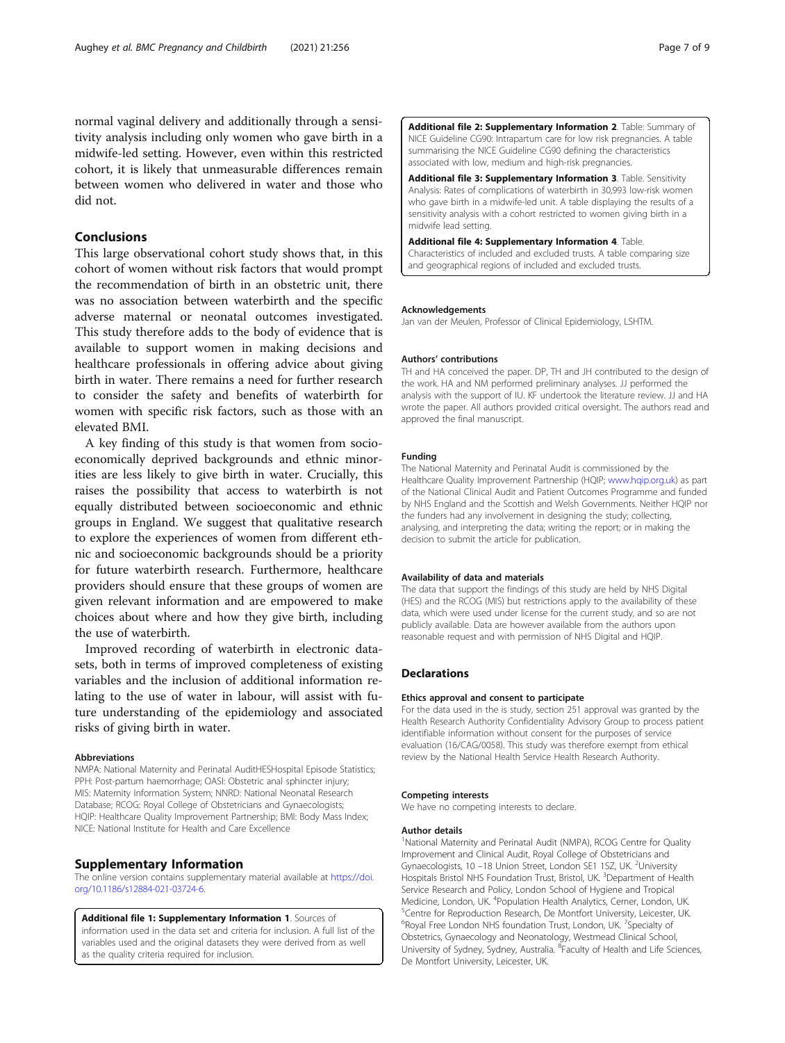normal vaginal delivery and additionally through a sensitivity analysis including only women who gave birth in a midwife-led setting. However, even within this restricted cohort, it is likely that unmeasurable differences remain between women who delivered in water and those who did not.

## Conclusions

This large observational cohort study shows that, in this cohort of women without risk factors that would prompt the recommendation of birth in an obstetric unit, there was no association between waterbirth and the specific adverse maternal or neonatal outcomes investigated. This study therefore adds to the body of evidence that is available to support women in making decisions and healthcare professionals in offering advice about giving birth in water. There remains a need for further research to consider the safety and benefits of waterbirth for women with specific risk factors, such as those with an elevated BMI.

A key finding of this study is that women from socioeconomically deprived backgrounds and ethnic minorities are less likely to give birth in water. Crucially, this raises the possibility that access to waterbirth is not equally distributed between socioeconomic and ethnic groups in England. We suggest that qualitative research to explore the experiences of women from different ethnic and socioeconomic backgrounds should be a priority for future waterbirth research. Furthermore, healthcare providers should ensure that these groups of women are given relevant information and are empowered to make choices about where and how they give birth, including the use of waterbirth.

Improved recording of waterbirth in electronic datasets, both in terms of improved completeness of existing variables and the inclusion of additional information relating to the use of water in labour, will assist with future understanding of the epidemiology and associated risks of giving birth in water.

#### Abbreviations

NMPA: National Maternity and Perinatal AuditHESHospital Episode Statistics; PPH: Post-partum haemorrhage; OASI: Obstetric anal sphincter injury; MIS: Maternity Information System; NNRD: National Neonatal Research Database; RCOG: Royal College of Obstetricians and Gynaecologists; HQIP: Healthcare Quality Improvement Partnership; BMI: Body Mass Index; NICE: National Institute for Health and Care Excellence

## Supplementary Information

The online version contains supplementary material available at https://doi.org/10.1186/s12884-021-03724-6.

**Additional file 1: Supplementary Information 1**. Sources of information used in the data set and criteria for inclusion. A full list of the variables used and the original datasets they were derived from as well as the quality criteria required for inclusion.

**Additional file 2: Supplementary Information 2**. Table: Summary of NICE Guideline CG90: Intrapartum care for low risk pregnancies. A table summarising the NICE Guideline CG90 defining the characteristics associated with low, medium and high-risk pregnancies.

**Additional file 3: Supplementary Information 3**. Table. Sensitivity Analysis: Rates of complications of waterbirth in 30,993 low-risk women who gave birth in a midwife-led unit. A table displaying the results of a sensitivity analysis with a cohort restricted to women giving birth in a midwife lead setting.

**Additional file 4: Supplementary Information 4**. Table. Characteristics of included and excluded trusts. A table comparing size and geographical regions of included and excluded trusts.

#### Acknowledgements

Jan van der Meulen, Professor of Clinical Epidemiology, LSHTM.

#### Authors' contributions

TH and HA conceived the paper. DP, TH and JH contributed to the design of the work. HA and NM performed preliminary analyses. JJ performed the analysis with the support of IU. KF undertook the literature review. JJ and HA wrote the paper. All authors provided critical oversight. The authors read and approved the final manuscript.

#### Funding

The National Maternity and Perinatal Audit is commissioned by the Healthcare Quality Improvement Partnership (HQIP; www.hqip.org.uk) as part of the National Clinical Audit and Patient Outcomes Programme and funded by NHS England and the Scottish and Welsh Governments. Neither HQIP nor the funders had any involvement in designing the study; collecting, analysing, and interpreting the data; writing the report; or in making the decision to submit the article for publication.

#### Availability of data and materials

The data that support the findings of this study are held by NHS Digital (HES) and the RCOG (MIS) but restrictions apply to the availability of these data, which were used under license for the current study, and so are not publicly available. Data are however available from the authors upon reasonable request and with permission of NHS Digital and HQIP.

## Declarations

#### Ethics approval and consent to participate

For the data used in the is study, section 251 approval was granted by the Health Research Authority Confidentiality Advisory Group to process patient identifiable information without consent for the purposes of service evaluation (16/CAG/0058). This study was therefore exempt from ethical review by the National Health Service Health Research Authority.

#### Competing interests

We have no competing interests to declare.

#### Author details

[1]National Maternity and Perinatal Audit (NMPA), RCOG Centre for Quality Improvement and Clinical Audit, Royal College of Obstetricians and Gynaecologists, 10 –18 Union Street, London SE1 1SZ, UK. [2]University Hospitals Bristol NHS Foundation Trust, Bristol, UK. [3]Department of Health Service Research and Policy, London School of Hygiene and Tropical Medicine, London, UK. [4]Population Health Analytics, Cerner, London, UK. [5]Centre for Reproduction Research, De Montfort University, Leicester, UK. [6]Royal Free London NHS foundation Trust, London, UK. [7]Specialty of Obstetrics, Gynaecology and Neonatology, Westmead Clinical School, University of Sydney, Sydney, Australia. [8]Faculty of Health and Life Sciences, De Montfort University, Leicester, UK.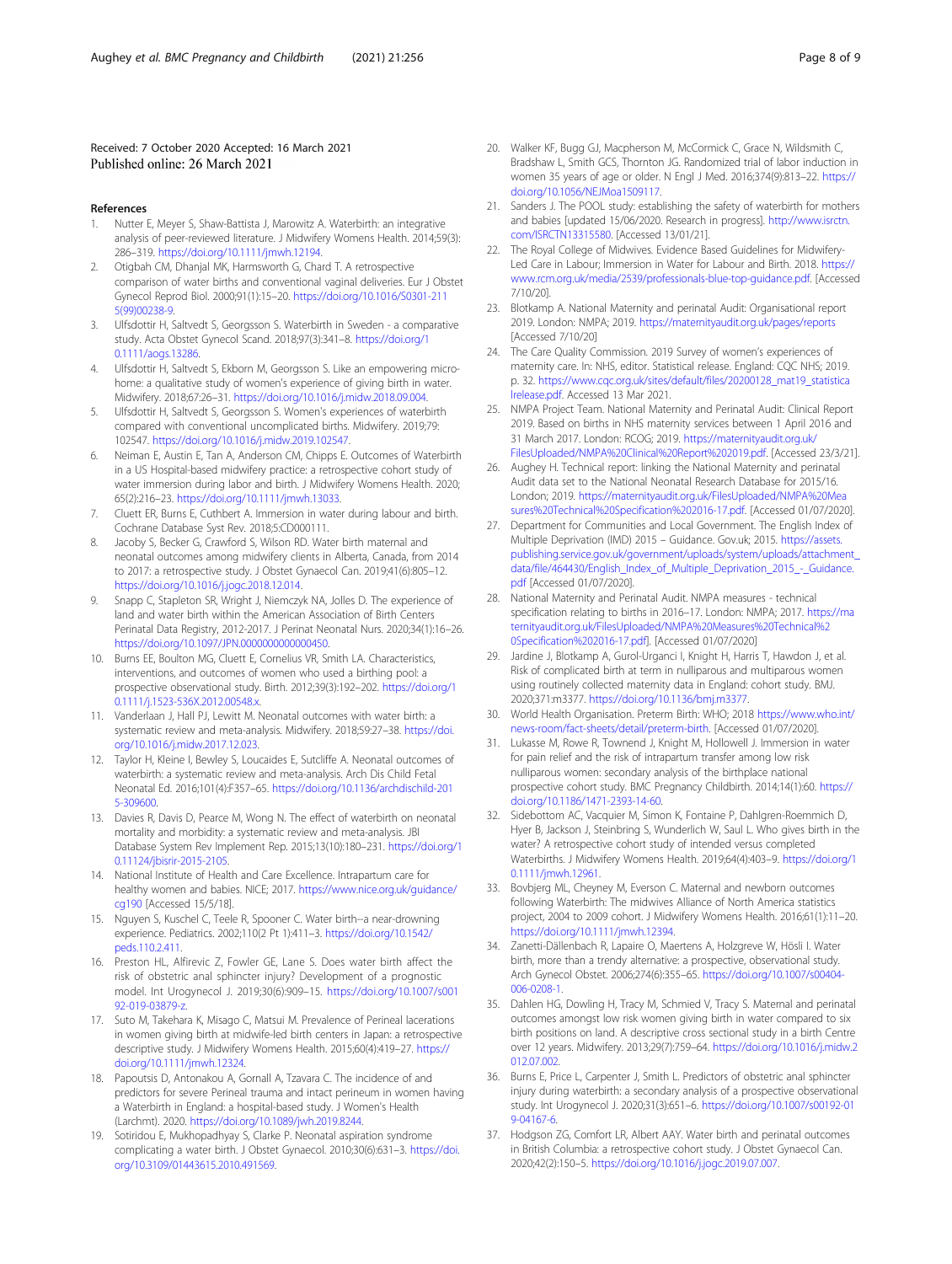Received: 7 October 2020 Accepted: 16 March 2021
Published online: 26 March 2021

## References

1. Nutter E, Meyer S, Shaw-Battista J, Marowitz A. Waterbirth: an integrative analysis of peer-reviewed literature. J Midwifery Womens Health. 2014;59(3): 286–319. https://doi.org/10.1111/jmwh.12194.
2. Otigbah CM, Dhanjal MK, Harmsworth G, Chard T. A retrospective comparison of water births and conventional vaginal deliveries. Eur J Obstet Gynecol Reprod Biol. 2000;91(1):15–20. https://doi.org/10.1016/S0301-2115(99)00238-9.
3. Ulfsdottir H, Saltvedt S, Georgsson S. Waterbirth in Sweden - a comparative study. Acta Obstet Gynecol Scand. 2018;97(3):341–8. https://doi.org/10.1111/aogs.13286.
4. Ulfsdottir H, Saltvedt S, Ekborn M, Georgsson S. Like an empowering micro-home: a qualitative study of women's experience of giving birth in water. Midwifery. 2018;67:26–31. https://doi.org/10.1016/j.midw.2018.09.004.
5. Ulfsdottir H, Saltvedt S, Georgsson S. Women's experiences of waterbirth compared with conventional uncomplicated births. Midwifery. 2019;79: 102547. https://doi.org/10.1016/j.midw.2019.102547.
6. Neiman E, Austin E, Tan A, Anderson CM, Chipps E. Outcomes of Waterbirth in a US Hospital-based midwifery practice: a retrospective cohort study of water immersion during labor and birth. J Midwifery Womens Health. 2020; 65(2):216–23. https://doi.org/10.1111/jmwh.13033.
7. Cluett ER, Burns E, Cuthbert A. Immersion in water during labour and birth. Cochrane Database Syst Rev. 2018;5:CD000111.
8. Jacoby S, Becker G, Crawford S, Wilson RD. Water birth maternal and neonatal outcomes among midwifery clients in Alberta, Canada, from 2014 to 2017: a retrospective study. J Obstet Gynaecol Can. 2019;41(6):805–12. https://doi.org/10.1016/j.jogc.2018.12.014.
9. Snapp C, Stapleton SR, Wright J, Niemczyk NA, Jolles D. The experience of land and water birth within the American Association of Birth Centers Perinatal Data Registry, 2012-2017. J Perinat Neonatal Nurs. 2020;34(1):16–26. https://doi.org/10.1097/JPN.0000000000000450.
10. Burns EE, Boulton MG, Cluett E, Cornelius VR, Smith LA. Characteristics, interventions, and outcomes of women who used a birthing pool: a prospective observational study. Birth. 2012;39(3):192–202. https://doi.org/10.1111/j.1523-536X.2012.00548.x.
11. Vanderlaan J, Hall PJ, Lewitt M. Neonatal outcomes with water birth: a systematic review and meta-analysis. Midwifery. 2018;59:27–38. https://doi.org/10.1016/j.midw.2017.12.023.
12. Taylor H, Kleine I, Bewley S, Loucaides E, Sutcliffe A. Neonatal outcomes of waterbirth: a systematic review and meta-analysis. Arch Dis Child Fetal Neonatal Ed. 2016;101(4):F357–65. https://doi.org/10.1136/archdischild-2015-309600.
13. Davies R, Davis D, Pearce M, Wong N. The effect of waterbirth on neonatal mortality and morbidity: a systematic review and meta-analysis. JBI Database System Rev Implement Rep. 2015;13(10):180–231. https://doi.org/10.11124/jbisrir-2015-2105.
14. National Institute of Health and Care Excellence. Intrapartum care for healthy women and babies. NICE; 2017. https://www.nice.org.uk/guidance/cg190 [Accessed 15/5/18].
15. Nguyen S, Kuschel C, Teele R, Spooner C. Water birth--a near-drowning experience. Pediatrics. 2002;110(2 Pt 1):411–3. https://doi.org/10.1542/peds.110.2.411.
16. Preston HL, Alfirevic Z, Fowler GE, Lane S. Does water birth affect the risk of obstetric anal sphincter injury? Development of a prognostic model. Int Urogynecol J. 2019;30(6):909–15. https://doi.org/10.1007/s00192-019-03879-z.
17. Suto M, Takehara K, Misago C, Matsui M. Prevalence of Perineal lacerations in women giving birth at midwife-led birth centers in Japan: a retrospective descriptive study. J Midwifery Womens Health. 2015;60(4):419–27. https://doi.org/10.1111/jmwh.12324.
18. Papoutsis D, Antonakou A, Gornall A, Tzavara C. The incidence of and predictors for severe Perineal trauma and intact perineum in women having a Waterbirth in England: a hospital-based study. J Women's Health (Larchmt). 2020. https://doi.org/10.1089/jwh.2019.8244.
19. Sotiridou E, Mukhopadhyay S, Clarke P. Neonatal aspiration syndrome complicating a water birth. J Obstet Gynaecol. 2010;30(6):631–3. https://doi.org/10.3109/01443615.2010.491569.
20. Walker KF, Bugg GJ, Macpherson M, McCormick C, Grace N, Wildsmith C, Bradshaw L, Smith GCS, Thornton JG. Randomized trial of labor induction in women 35 years of age or older. N Engl J Med. 2016;374(9):813–22. https://doi.org/10.1056/NEJMoa1509117.
21. Sanders J. The POOL study: establishing the safety of waterbirth for mothers and babies [updated 15/06/2020. Research in progress]. http://www.isrctn.com/ISRCTN13315580. [Accessed 13/01/21].
22. The Royal College of Midwives. Evidence Based Guidelines for Midwifery-Led Care in Labour; Immersion in Water for Labour and Birth. 2018. https://www.rcm.org.uk/media/2539/professionals-blue-top-guidance.pdf. [Accessed 7/10/20].
23. Blotkamp A. National Maternity and perinatal Audit: Organisational report 2019. London: NMPA; 2019. https://maternityaudit.org.uk/pages/reports [Accessed 7/10/20]
24. The Care Quality Commission. 2019 Survey of women's experiences of maternity care. In: NHS, editor. Statistical release. England: CQC NHS; 2019. p. 32. https://www.cqc.org.uk/sites/default/files/20200128_mat19_statisticalrelease.pdf. Accessed 13 Mar 2021.
25. NMPA Project Team. National Maternity and Perinatal Audit: Clinical Report 2019. Based on births in NHS maternity services between 1 April 2016 and 31 March 2017. London: RCOG; 2019. https://maternityaudit.org.uk/FilesUploaded/NMPA%20Clinical%20Report%202019.pdf. [Accessed 23/3/21].
26. Aughey H. Technical report: linking the National Maternity and perinatal Audit data set to the National Neonatal Research Database for 2015/16. London; 2019. https://maternityaudit.org.uk/FilesUploaded/NMPA%20Measures%20Technical%20Specification%202016-17.pdf. [Accessed 01/07/2020].
27. Department for Communities and Local Government. The English Index of Multiple Deprivation (IMD) 2015 – Guidance. Gov.uk; 2015. https://assets.publishing.service.gov.uk/government/uploads/system/uploads/attachment_data/file/464430/English_Index_of_Multiple_Deprivation_2015_-_Guidance.pdf [Accessed 01/07/2020].
28. National Maternity and Perinatal Audit. NMPA measures - technical specification relating to births in 2016–17. London: NMPA; 2017. https://maternityaudit.org.uk/FilesUploaded/NMPA%20Measures%20Technical%20Specification%202016-17.pdf]. [Accessed 01/07/2020]
29. Jardine J, Blotkamp A, Gurol-Urganci I, Knight H, Harris T, Hawdon J, et al. Risk of complicated birth at term in nulliparous and multiparous women using routinely collected maternity data in England: cohort study. BMJ. 2020;371:m3377. https://doi.org/10.1136/bmj.m3377.
30. World Health Organisation. Preterm Birth: WHO; 2018 https://www.who.int/news-room/fact-sheets/detail/preterm-birth. [Accessed 01/07/2020].
31. Lukasse M, Rowe R, Townend J, Knight M, Hollowell J. Immersion in water for pain relief and the risk of intrapartum transfer among low risk nulliparous women: secondary analysis of the birthplace national prospective cohort study. BMC Pregnancy Childbirth. 2014;14(1):60. https://doi.org/10.1186/1471-2393-14-60.
32. Sidebottom AC, Vacquier M, Simon K, Fontaine P, Dahlgren-Roemmich D, Hyer B, Jackson J, Steinbring S, Wunderlich W, Saul L. Who gives birth in the water? A retrospective cohort study of intended versus completed Waterbirths. J Midwifery Womens Health. 2019;64(4):403–9. https://doi.org/10.1111/jmwh.12961.
33. Bovbjerg ML, Cheyney M, Everson C. Maternal and newborn outcomes following Waterbirth: The midwives Alliance of North America statistics project, 2004 to 2009 cohort. J Midwifery Womens Health. 2016;61(1):11–20. https://doi.org/10.1111/jmwh.12394.
34. Zanetti-Dällenbach R, Lapaire O, Maertens A, Holzgreve W, Hösli I. Water birth, more than a trendy alternative: a prospective, observational study. Arch Gynecol Obstet. 2006;274(6):355–65. https://doi.org/10.1007/s00404-006-0208-1.
35. Dahlen HG, Dowling H, Tracy M, Schmied V, Tracy S. Maternal and perinatal outcomes amongst low risk women giving birth in water compared to six birth positions on land. A descriptive cross sectional study in a birth Centre over 12 years. Midwifery. 2013;29(7):759–64. https://doi.org/10.1016/j.midw.2012.07.002.
36. Burns E, Price L, Carpenter J, Smith L. Predictors of obstetric anal sphincter injury during waterbirth: a secondary analysis of a prospective observational study. Int Urogynecol J. 2020;31(3):651–6. https://doi.org/10.1007/s00192-019-04167-6.
37. Hodgson ZG, Comfort LR, Albert AAY. Water birth and perinatal outcomes in British Columbia: a retrospective cohort study. J Obstet Gynaecol Can. 2020;42(2):150–5. https://doi.org/10.1016/j.jogc.2019.07.007.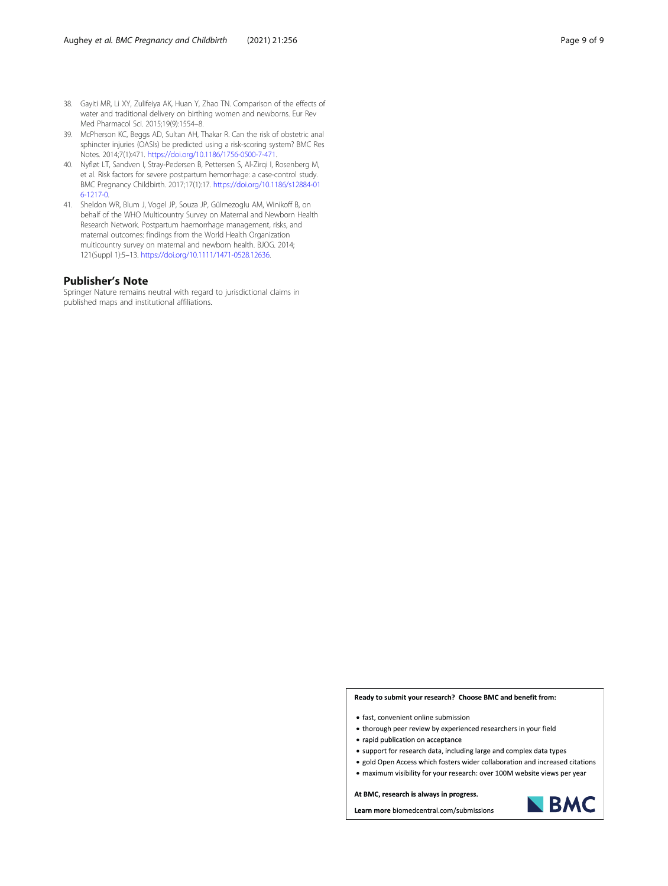38. Gayiti MR, Li XY, Zulifeiya AK, Huan Y, Zhao TN. Comparison of the effects of water and traditional delivery on birthing women and newborns. Eur Rev Med Pharmacol Sci. 2015;19(9):1554–8.
39. McPherson KC, Beggs AD, Sultan AH, Thakar R. Can the risk of obstetric anal sphincter injuries (OASIs) be predicted using a risk-scoring system? BMC Res Notes. 2014;7(1):471. https://doi.org/10.1186/1756-0500-7-471.
40. Nyfløt LT, Sandven I, Stray-Pedersen B, Pettersen S, Al-Zirqi I, Rosenberg M, et al. Risk factors for severe postpartum hemorrhage: a case-control study. BMC Pregnancy Childbirth. 2017;17(1):17. https://doi.org/10.1186/s12884-016-1217-0.
41. Sheldon WR, Blum J, Vogel JP, Souza JP, Gülmezoglu AM, Winikoff B, on behalf of the WHO Multicountry Survey on Maternal and Newborn Health Research Network. Postpartum haemorrhage management, risks, and maternal outcomes: findings from the World Health Organization multicountry survey on maternal and newborn health. BJOG. 2014; 121(Suppl 1):5–13. https://doi.org/10.1111/1471-0528.12636.

## Publisher's Note

Springer Nature remains neutral with regard to jurisdictional claims in published maps and institutional affiliations.

**Ready to submit your research? Choose BMC and benefit from:**

- fast, convenient online submission
- thorough peer review by experienced researchers in your field
- rapid publication on acceptance
- support for research data, including large and complex data types
- gold Open Access which fosters wider collaboration and increased citations
- maximum visibility for your research: over 100M website views per year

**At BMC, research is always in progress.**

**Learn more** biomedcentral.com/submissions

BMC